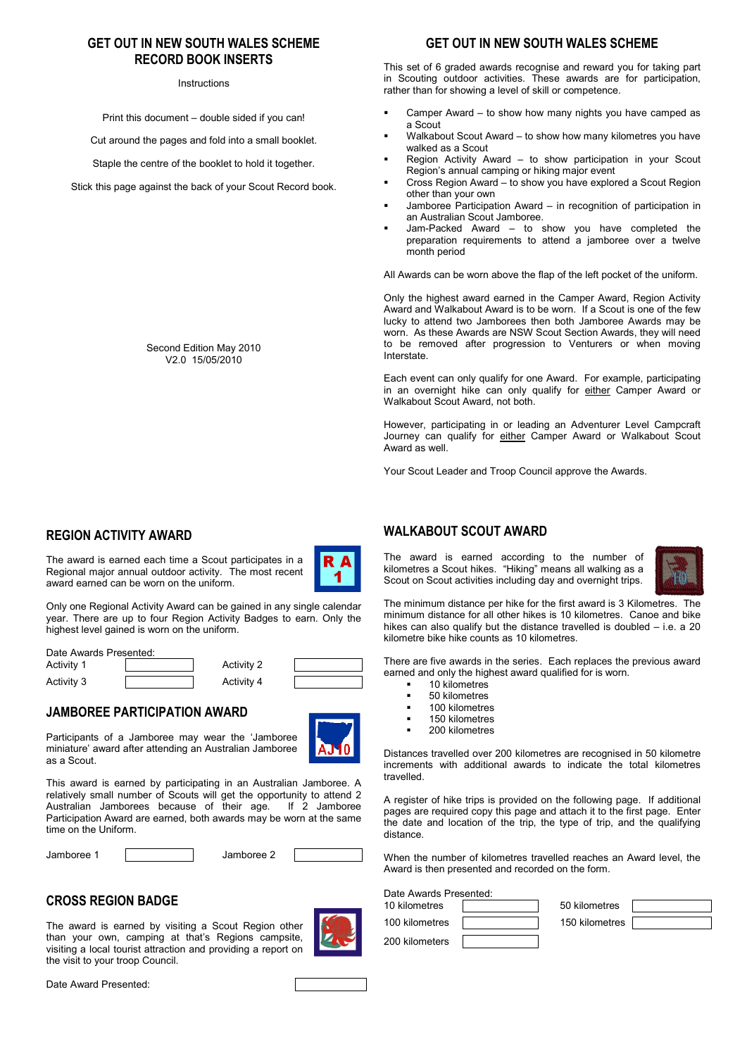# GET OUT IN NEW SOUTH WALES SCHEME RECORD BOOK INSERTS

Instructions

Print this document – double sided if you can!

Cut around the pages and fold into a small booklet.

Staple the centre of the booklet to hold it together.

Stick this page against the back of your Scout Record book.

Second Edition May 2010
V2.0 15/05/2010

# GET OUT IN NEW SOUTH WALES SCHEME

This set of 6 graded awards recognise and reward you for taking part in Scouting outdoor activities. These awards are for participation, rather than for showing a level of skill or competence.

- Camper Award – to show how many nights you have camped as a Scout
- Walkabout Scout Award – to show how many kilometres you have walked as a Scout
- Region Activity Award – to show participation in your Scout Region's annual camping or hiking major event
- Cross Region Award – to show you have explored a Scout Region other than your own
- Jamboree Participation Award – in recognition of participation in an Australian Scout Jamboree.
- Jam-Packed Award – to show you have completed the preparation requirements to attend a jamboree over a twelve month period

All Awards can be worn above the flap of the left pocket of the uniform.

Only the highest award earned in the Camper Award, Region Activity Award and Walkabout Award is to be worn. If a Scout is one of the few lucky to attend two Jamborees then both Jamboree Awards may be worn. As these Awards are NSW Scout Section Awards, they will need to be removed after progression to Venturers or when moving Interstate.

Each event can only qualify for one Award. For example, participating in an overnight hike can only qualify for either Camper Award or Walkabout Scout Award, not both.

However, participating in or leading an Adventurer Level Campcraft Journey can qualify for either Camper Award or Walkabout Scout Award as well.

Your Scout Leader and Troop Council approve the Awards.

## REGION ACTIVITY AWARD

The award is earned each time a Scout participates in a Regional major annual outdoor activity. The most recent award earned can be worn on the uniform.

Only one Regional Activity Award can be gained in any single calendar year. There are up to four Region Activity Badges to earn. Only the highest level gained is worn on the uniform.

Date Awards Presented:

| Activity 1 | | Activity 2 | |
|---|---|---|---|
| Activity 3 | | Activity 4 | |

## JAMBOREE PARTICIPATION AWARD

Participants of a Jamboree may wear the 'Jamboree miniature' award after attending an Australian Jamboree as a Scout.

This award is earned by participating in an Australian Jamboree. A relatively small number of Scouts will get the opportunity to attend 2 Australian Jamborees because of their age. If 2 Jamboree Participation Award are earned, both awards may be worn at the same time on the Uniform.

| Jamboree 1 | | Jamboree 2 | |
|---|---|---|---|

## CROSS REGION BADGE

The award is earned by visiting a Scout Region other than your own, camping at that's Regions campsite, visiting a local tourist attraction and providing a report on the visit to your troop Council.

Date Award Presented:

## WALKABOUT SCOUT AWARD

The award is earned according to the number of kilometres a Scout hikes. "Hiking" means all walking as a Scout on Scout activities including day and overnight trips.

The minimum distance per hike for the first award is 3 Kilometres. The minimum distance for all other hikes is 10 kilometres. Canoe and bike hikes can also qualify but the distance travelled is doubled – i.e. a 20 kilometre bike hike counts as 10 kilometres.

There are five awards in the series. Each replaces the previous award earned and only the highest award qualified for is worn.

- 10 kilometres
- 50 kilometres
- 100 kilometres
- 150 kilometres
- 200 kilometres

Distances travelled over 200 kilometres are recognised in 50 kilometre increments with additional awards to indicate the total kilometres travelled.

A register of hike trips is provided on the following page. If additional pages are required copy this page and attach it to the first page. Enter the date and location of the trip, the type of trip, and the qualifying distance.

When the number of kilometres travelled reaches an Award level, the Award is then presented and recorded on the form.

Date Awards Presented:

| 10 kilometres | | 50 kilometres | |
|---|---|---|---|
| 100 kilometres | | 150 kilometres | |
| 200 kilometers | | | |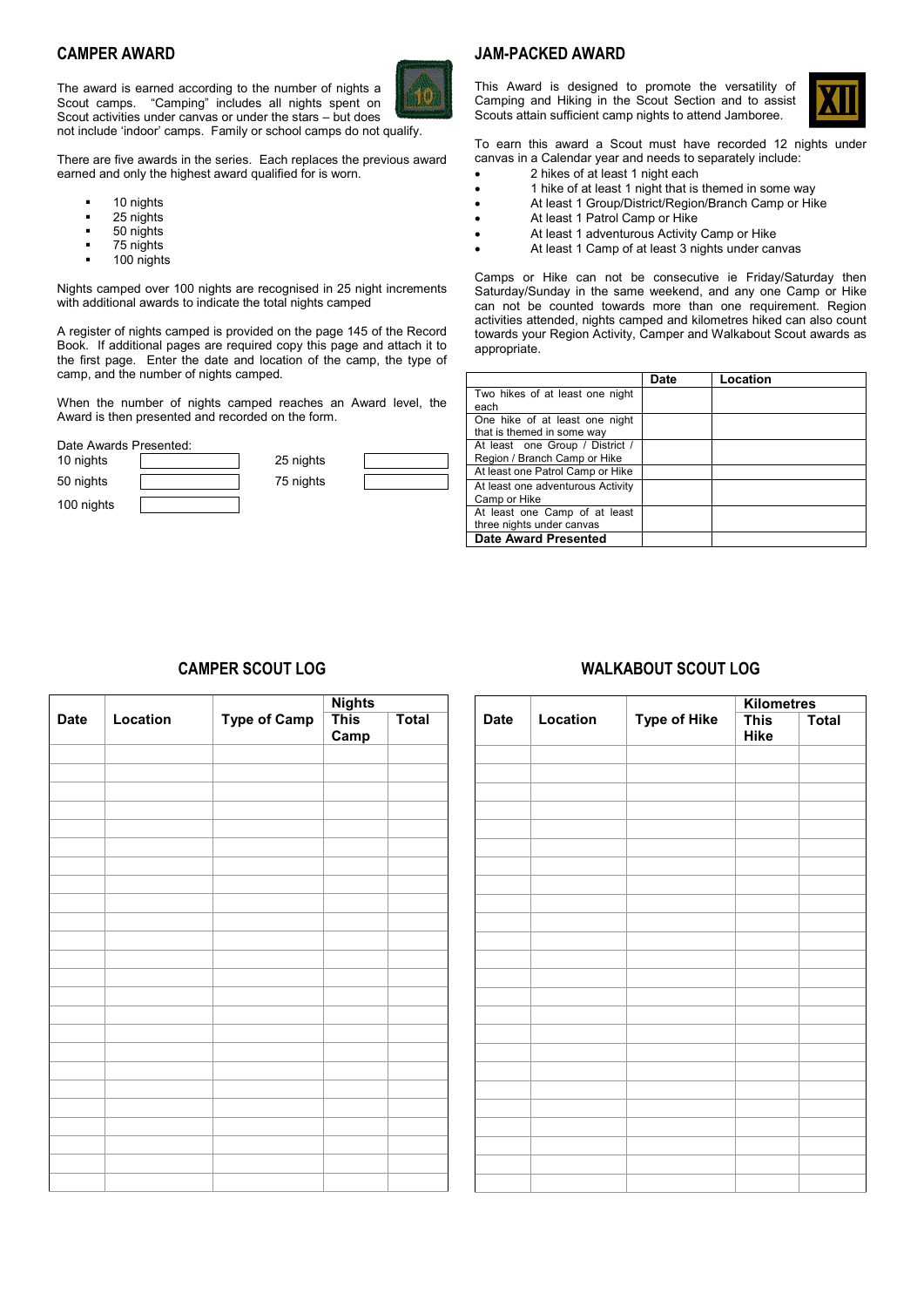## CAMPER AWARD

The award is earned according to the number of nights a Scout camps. "Camping" includes all nights spent on Scout activities under canvas or under the stars – but does not include 'indoor' camps. Family or school camps do not qualify.

There are five awards in the series. Each replaces the previous award earned and only the highest award qualified for is worn.

- 10 nights
- 25 nights
- 50 nights
- 75 nights
- 100 nights

Nights camped over 100 nights are recognised in 25 night increments with additional awards to indicate the total nights camped

A register of nights camped is provided on the page 145 of the Record Book. If additional pages are required copy this page and attach it to the first page. Enter the date and location of the camp, the type of camp, and the number of nights camped.

When the number of nights camped reaches an Award level, the Award is then presented and recorded on the form.

Date Awards Presented:

| | | | |
|---|---|---|---|
| 10 nights | | 25 nights | |
| 50 nights | | 75 nights | |
| 100 nights | | | |

## JAM-PACKED AWARD

This Award is designed to promote the versatility of Camping and Hiking in the Scout Section and to assist Scouts attain sufficient camp nights to attend Jamboree.

To earn this award a Scout must have recorded 12 nights under canvas in a Calendar year and needs to separately include:

- 2 hikes of at least 1 night each
- 1 hike of at least 1 night that is themed in some way
- At least 1 Group/District/Region/Branch Camp or Hike
- At least 1 Patrol Camp or Hike
- At least 1 adventurous Activity Camp or Hike
- At least 1 Camp of at least 3 nights under canvas

Camps or Hike can not be consecutive ie Friday/Saturday then Saturday/Sunday in the same weekend, and any one Camp or Hike can not be counted towards more than one requirement. Region activities attended, nights camped and kilometres hiked can also count towards your Region Activity, Camper and Walkabout Scout awards as appropriate.

| | Date | Location |
|---|---|---|
| Two hikes of at least one night each | | |
| One hike of at least one night that is themed in some way | | |
| At least one Group / District / Region / Branch Camp or Hike | | |
| At least one Patrol Camp or Hike | | |
| At least one adventurous Activity Camp or Hike | | |
| At least one Camp of at least three nights under canvas | | |
| **Date Award Presented** | | |

## CAMPER SCOUT LOG

| Date | Location | Type of Camp | Nights | |
|---|---|---|---|---|
| | | | This Camp | Total |
| | | | | |
| | | | | |
| | | | | |
| | | | | |
| | | | | |
| | | | | |
| | | | | |
| | | | | |
| | | | | |
| | | | | |
| | | | | |
| | | | | |
| | | | | |
| | | | | |
| | | | | |
| | | | | |
| | | | | |
| | | | | |
| | | | | |
| | | | | |
| | | | | |
| | | | | |
| | | | | |
| | | | | |

## WALKABOUT SCOUT LOG

| Date | Location | Type of Hike | Kilometres | |
|---|---|---|---|---|
| | | | This Hike | Total |
| | | | | |
| | | | | |
| | | | | |
| | | | | |
| | | | | |
| | | | | |
| | | | | |
| | | | | |
| | | | | |
| | | | | |
| | | | | |
| | | | | |
| | | | | |
| | | | | |
| | | | | |
| | | | | |
| | | | | |
| | | | | |
| | | | | |
| | | | | |
| | | | | |
| | | | | |
| | | | | |
| | | | | |